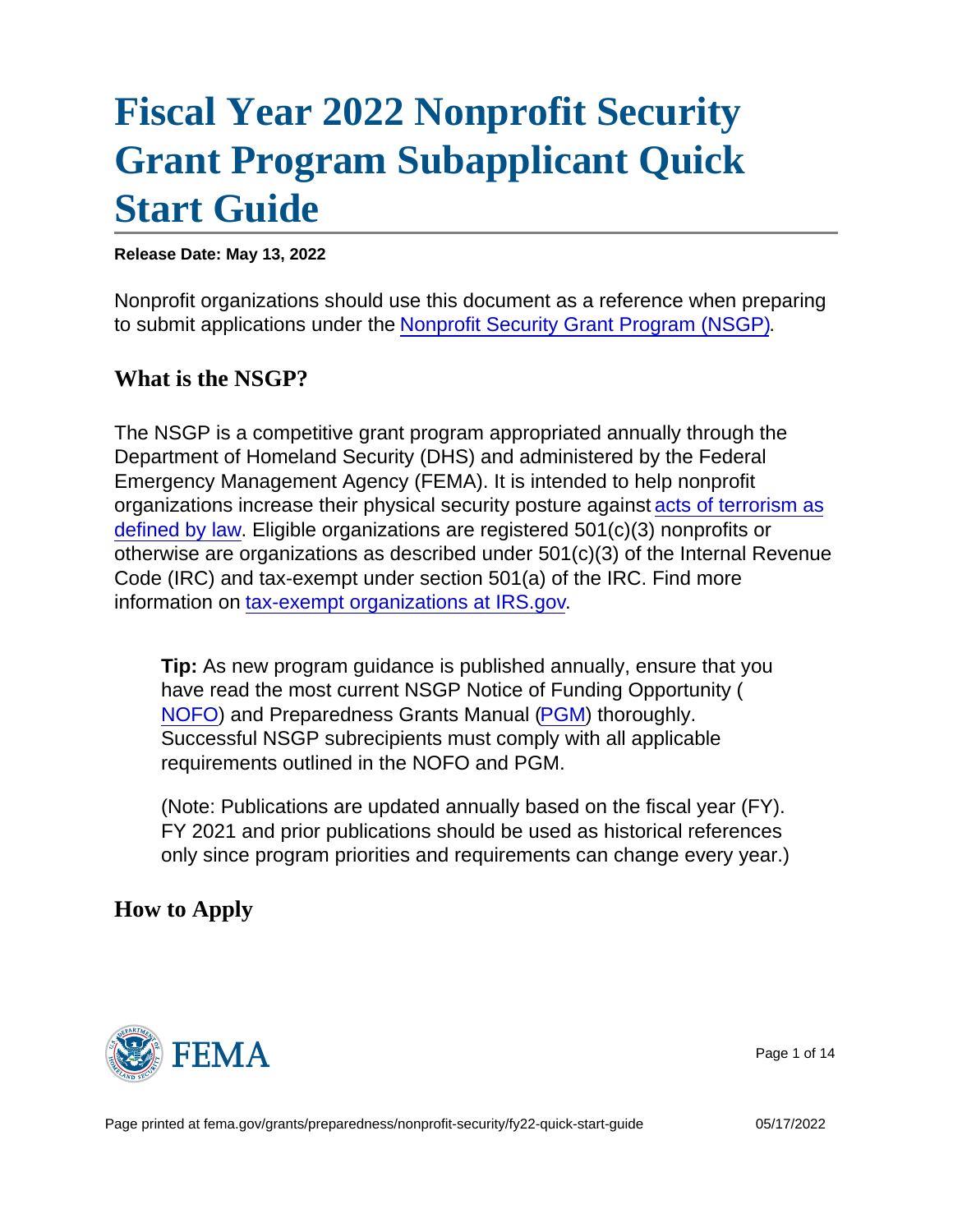# Fiscal Year 2022 Nonprofit Security Grant Program Subapplicant Quick Start Guide

**Release Date: May 13, 2022**

Nonprofit organizations should use this document as a reference when preparing to submit applications under the Nonprofit Security Grant Program (NSGP).

## What is the NSGP?

The NSGP is a competitive grant program appropriated annually through the Department of Homeland Security (DHS) and administered by the Federal Emergency Management Agency (FEMA). It is intended to help nonprofit organizations increase their physical security posture against acts of terrorism as defined by law. Eligible organizations are registered 501(c)(3) nonprofits or otherwise are organizations as described under 501(c)(3) of the Internal Revenue Code (IRC) and tax-exempt under section 501(a) of the IRC. Find more information on tax-exempt organizations at IRS.gov.

> **Tip:** As new program guidance is published annually, ensure that you have read the most current NSGP Notice of Funding Opportunity (NOFO) and Preparedness Grants Manual (PGM) thoroughly. Successful NSGP subrecipients must comply with all applicable requirements outlined in the NOFO and PGM.
>
> (Note: Publications are updated annually based on the fiscal year (FY). FY 2021 and prior publications should be used as historical references only since program priorities and requirements can change every year.)

## How to Apply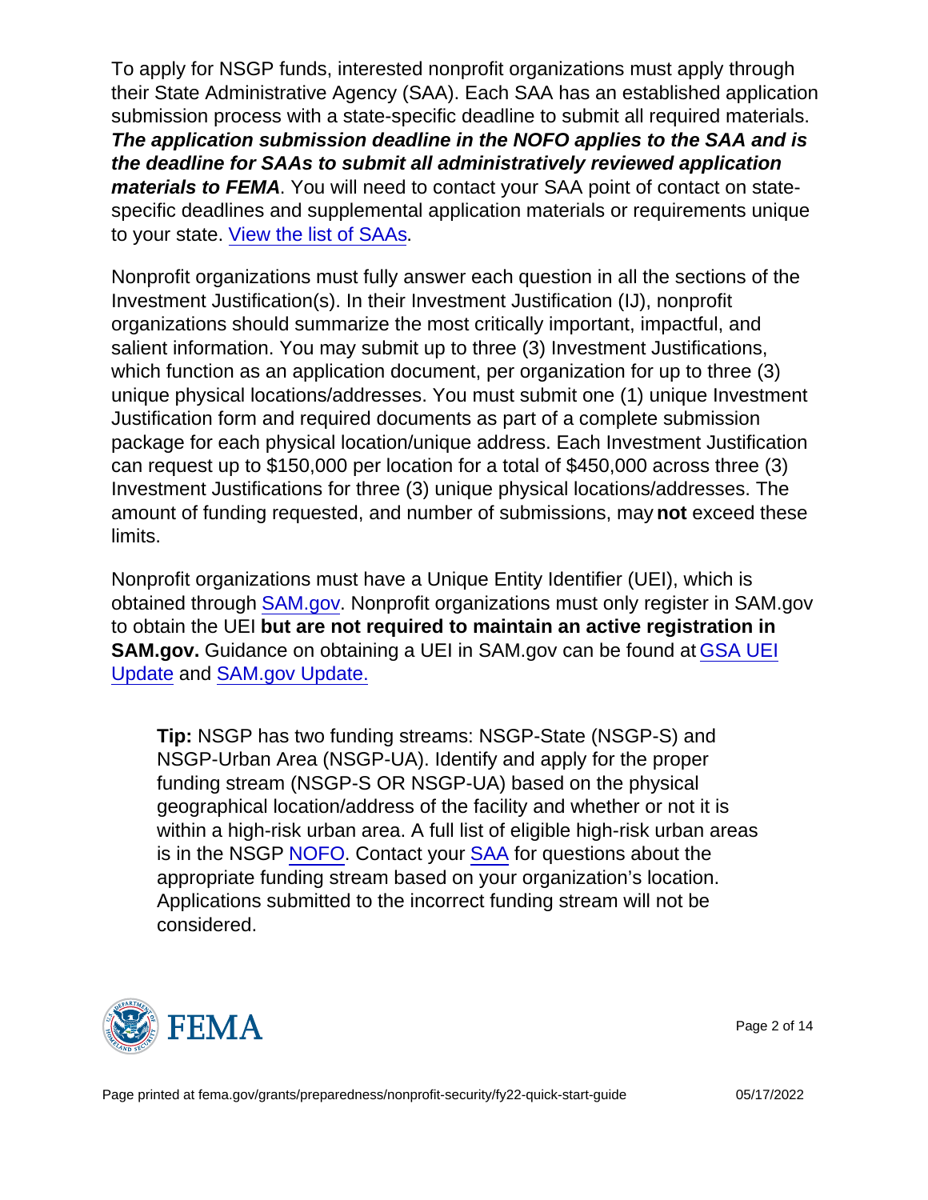To apply for NSGP funds, interested nonprofit organizations must apply through their State Administrative Agency (SAA). Each SAA has an established application submission process with a state-specific deadline to submit all required materials. ***The application submission deadline in the NOFO applies to the SAA and is the deadline for SAAs to submit all administratively reviewed application materials to FEMA***. You will need to contact your SAA point of contact on state-specific deadlines and supplemental application materials or requirements unique to your state. View the list of SAAs.

Nonprofit organizations must fully answer each question in all the sections of the Investment Justification(s). In their Investment Justification (IJ), nonprofit organizations should summarize the most critically important, impactful, and salient information. You may submit up to three (3) Investment Justifications, which function as an application document, per organization for up to three (3) unique physical locations/addresses. You must submit one (1) unique Investment Justification form and required documents as part of a complete submission package for each physical location/unique address. Each Investment Justification can request up to $150,000 per location for a total of $450,000 across three (3) Investment Justifications for three (3) unique physical locations/addresses. The amount of funding requested, and number of submissions, may **not** exceed these limits.

Nonprofit organizations must have a Unique Entity Identifier (UEI), which is obtained through SAM.gov. Nonprofit organizations must only register in SAM.gov to obtain the UEI **but are not required to maintain an active registration in SAM.gov.** Guidance on obtaining a UEI in SAM.gov can be found at GSA UEI Update and SAM.gov Update.

> **Tip:** NSGP has two funding streams: NSGP-State (NSGP-S) and NSGP-Urban Area (NSGP-UA). Identify and apply for the proper funding stream (NSGP-S OR NSGP-UA) based on the physical geographical location/address of the facility and whether or not it is within a high-risk urban area. A full list of eligible high-risk urban areas is in the NSGP NOFO. Contact your SAA for questions about the appropriate funding stream based on your organization's location. Applications submitted to the incorrect funding stream will not be considered.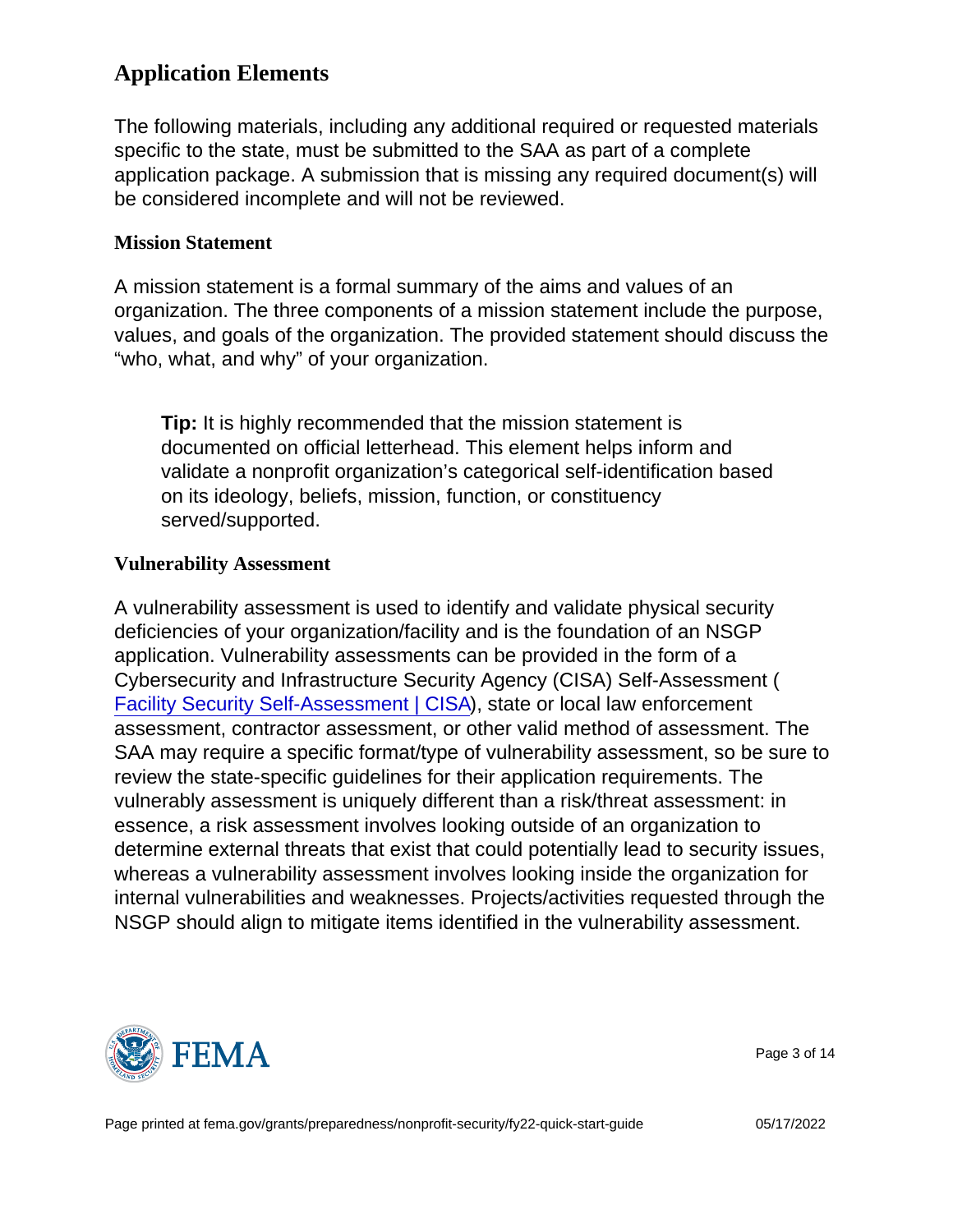## Application Elements

The following materials, including any additional required or requested materials specific to the state, must be submitted to the SAA as part of a complete application package. A submission that is missing any required document(s) will be considered incomplete and will not be reviewed.

### Mission Statement

A mission statement is a formal summary of the aims and values of an organization. The three components of a mission statement include the purpose, values, and goals of the organization. The provided statement should discuss the "who, what, and why" of your organization.

> **Tip:** It is highly recommended that the mission statement is documented on official letterhead. This element helps inform and validate a nonprofit organization's categorical self-identification based on its ideology, beliefs, mission, function, or constituency served/supported.

### Vulnerability Assessment

A vulnerability assessment is used to identify and validate physical security deficiencies of your organization/facility and is the foundation of an NSGP application. Vulnerability assessments can be provided in the form of a Cybersecurity and Infrastructure Security Agency (CISA) Self-Assessment ( Facility Security Self-Assessment | CISA), state or local law enforcement assessment, contractor assessment, or other valid method of assessment. The SAA may require a specific format/type of vulnerability assessment, so be sure to review the state-specific guidelines for their application requirements. The vulnerably assessment is uniquely different than a risk/threat assessment: in essence, a risk assessment involves looking outside of an organization to determine external threats that exist that could potentially lead to security issues, whereas a vulnerability assessment involves looking inside the organization for internal vulnerabilities and weaknesses. Projects/activities requested through the NSGP should align to mitigate items identified in the vulnerability assessment.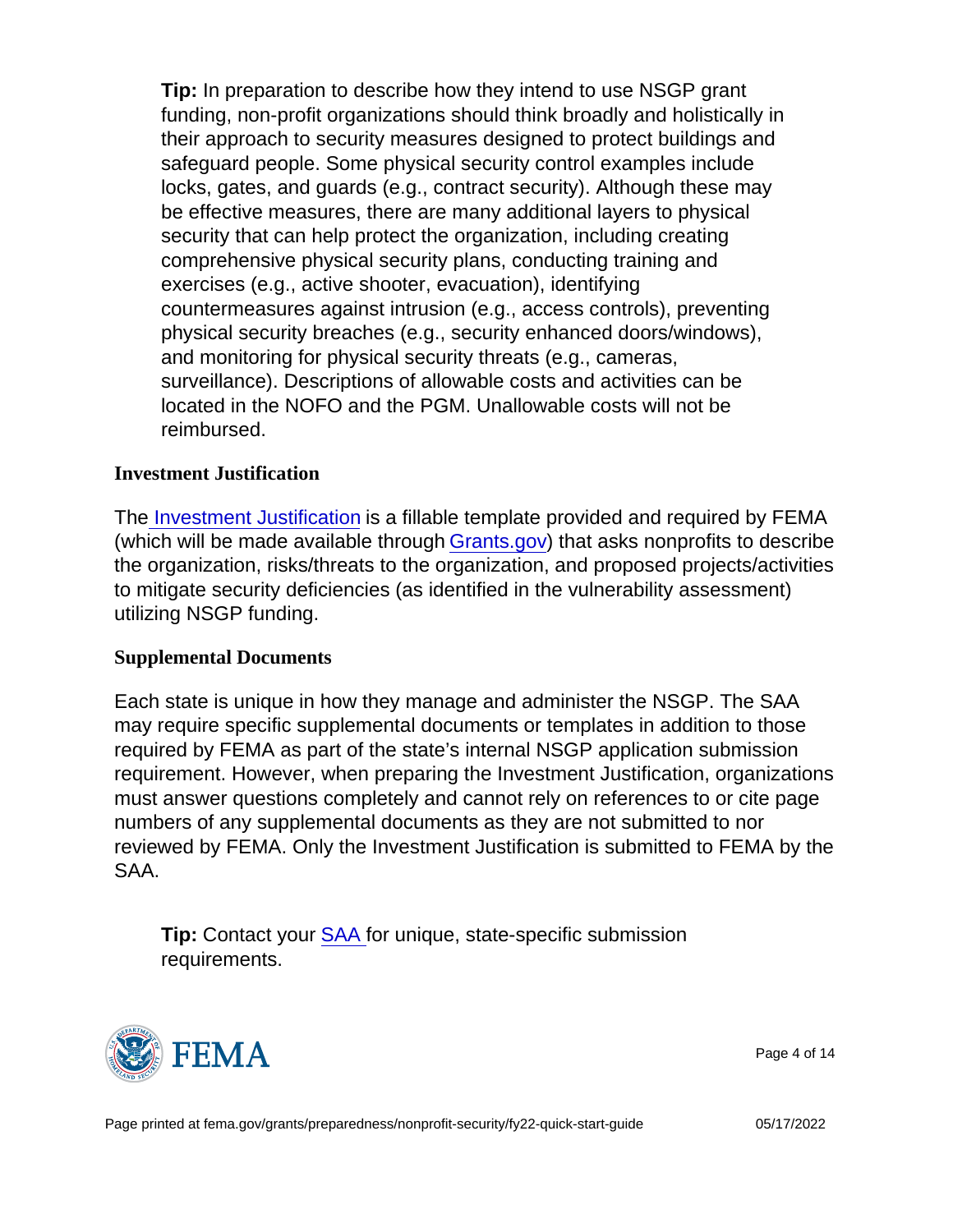> **Tip:** In preparation to describe how they intend to use NSGP grant funding, non-profit organizations should think broadly and holistically in their approach to security measures designed to protect buildings and safeguard people. Some physical security control examples include locks, gates, and guards (e.g., contract security). Although these may be effective measures, there are many additional layers to physical security that can help protect the organization, including creating comprehensive physical security plans, conducting training and exercises (e.g., active shooter, evacuation), identifying countermeasures against intrusion (e.g., access controls), preventing physical security breaches (e.g., security enhanced doors/windows), and monitoring for physical security threats (e.g., cameras, surveillance). Descriptions of allowable costs and activities can be located in the NOFO and the PGM. Unallowable costs will not be reimbursed.

### Investment Justification

The Investment Justification is a fillable template provided and required by FEMA (which will be made available through Grants.gov) that asks nonprofits to describe the organization, risks/threats to the organization, and proposed projects/activities to mitigate security deficiencies (as identified in the vulnerability assessment) utilizing NSGP funding.

### Supplemental Documents

Each state is unique in how they manage and administer the NSGP. The SAA may require specific supplemental documents or templates in addition to those required by FEMA as part of the state's internal NSGP application submission requirement. However, when preparing the Investment Justification, organizations must answer questions completely and cannot rely on references to or cite page numbers of any supplemental documents as they are not submitted to nor reviewed by FEMA. Only the Investment Justification is submitted to FEMA by the SAA.

> **Tip:** Contact your SAA for unique, state-specific submission requirements.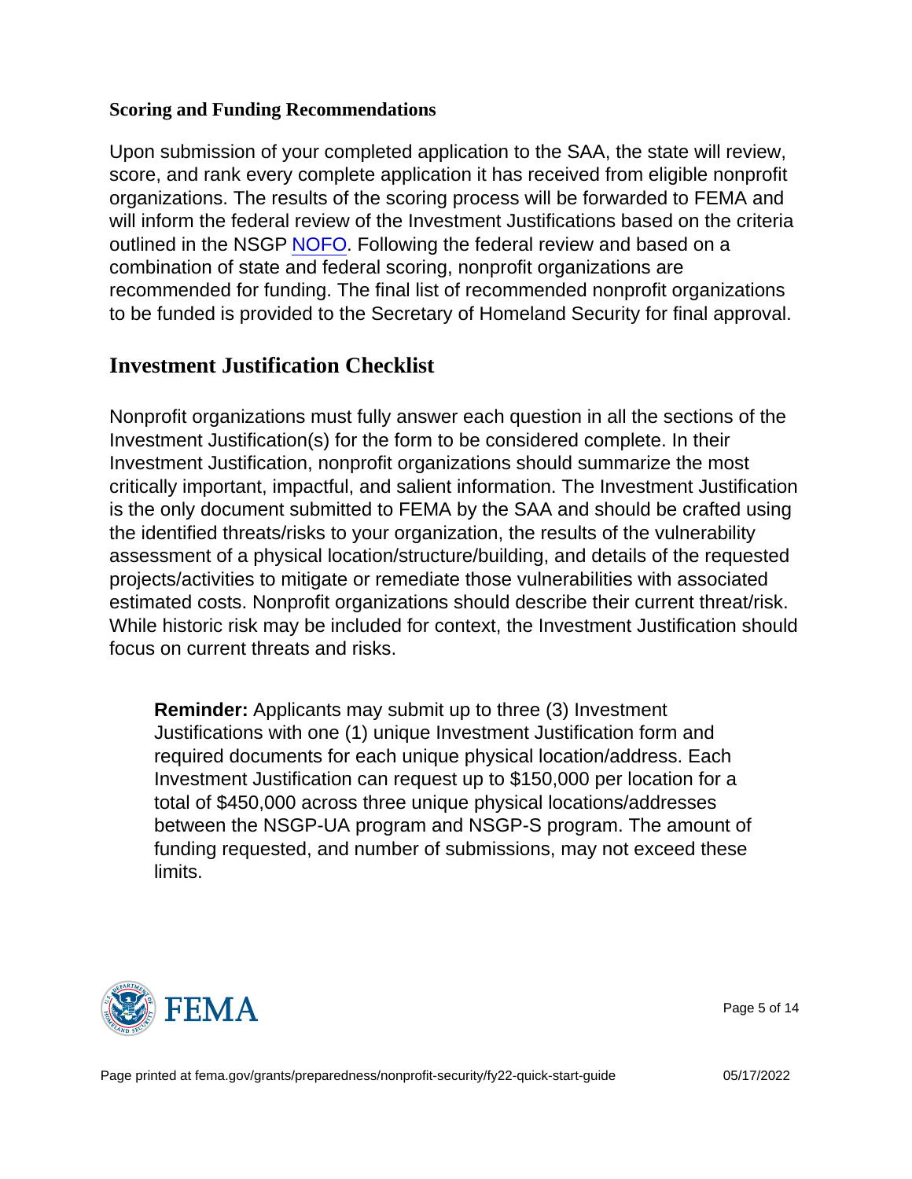### Scoring and Funding Recommendations

Upon submission of your completed application to the SAA, the state will review, score, and rank every complete application it has received from eligible nonprofit organizations. The results of the scoring process will be forwarded to FEMA and will inform the federal review of the Investment Justifications based on the criteria outlined in the NSGP NOFO. Following the federal review and based on a combination of state and federal scoring, nonprofit organizations are recommended for funding. The final list of recommended nonprofit organizations to be funded is provided to the Secretary of Homeland Security for final approval.

## Investment Justification Checklist

Nonprofit organizations must fully answer each question in all the sections of the Investment Justification(s) for the form to be considered complete. In their Investment Justification, nonprofit organizations should summarize the most critically important, impactful, and salient information. The Investment Justification is the only document submitted to FEMA by the SAA and should be crafted using the identified threats/risks to your organization, the results of the vulnerability assessment of a physical location/structure/building, and details of the requested projects/activities to mitigate or remediate those vulnerabilities with associated estimated costs. Nonprofit organizations should describe their current threat/risk. While historic risk may be included for context, the Investment Justification should focus on current threats and risks.

> **Reminder:** Applicants may submit up to three (3) Investment Justifications with one (1) unique Investment Justification form and required documents for each unique physical location/address. Each Investment Justification can request up to $150,000 per location for a total of $450,000 across three unique physical locations/addresses between the NSGP-UA program and NSGP-S program. The amount of funding requested, and number of submissions, may not exceed these limits.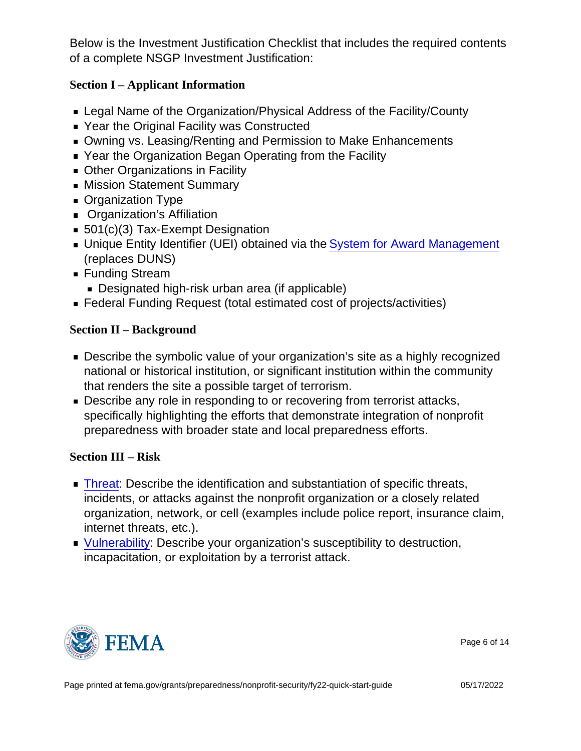Below is the Investment Justification Checklist that includes the required contents of a complete NSGP Investment Justification:

### Section I – Applicant Information

- Legal Name of the Organization/Physical Address of the Facility/County
- Year the Original Facility was Constructed
- Owning vs. Leasing/Renting and Permission to Make Enhancements
- Year the Organization Began Operating from the Facility
- Other Organizations in Facility
- Mission Statement Summary
- Organization Type
- Organization's Affiliation
- 501(c)(3) Tax-Exempt Designation
- Unique Entity Identifier (UEI) obtained via the System for Award Management (replaces DUNS)
- Funding Stream
  - Designated high-risk urban area (if applicable)
- Federal Funding Request (total estimated cost of projects/activities)

### Section II – Background

- Describe the symbolic value of your organization's site as a highly recognized national or historical institution, or significant institution within the community that renders the site a possible target of terrorism.
- Describe any role in responding to or recovering from terrorist attacks, specifically highlighting the efforts that demonstrate integration of nonprofit preparedness with broader state and local preparedness efforts.

### Section III – Risk

- Threat: Describe the identification and substantiation of specific threats, incidents, or attacks against the nonprofit organization or a closely related organization, network, or cell (examples include police report, insurance claim, internet threats, etc.).
- Vulnerability: Describe your organization's susceptibility to destruction, incapacitation, or exploitation by a terrorist attack.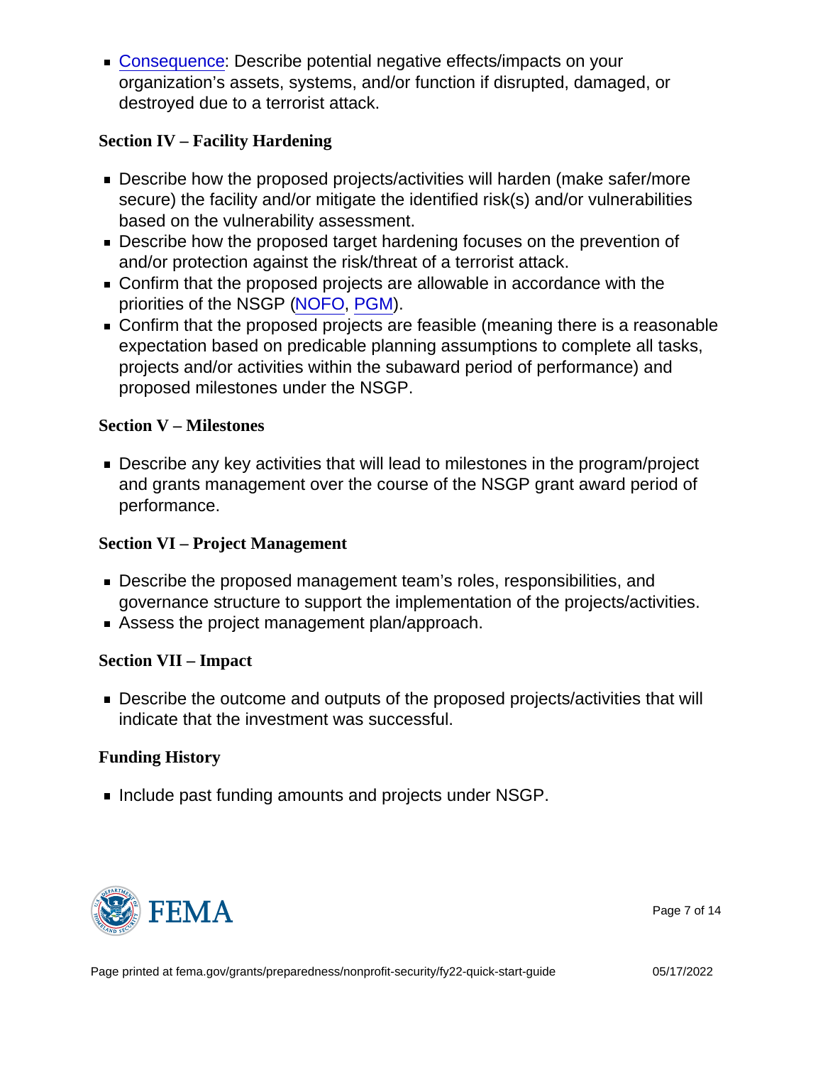- Consequence: Describe potential negative effects/impacts on your organization's assets, systems, and/or function if disrupted, damaged, or destroyed due to a terrorist attack.

**Section IV – Facility Hardening**

- Describe how the proposed projects/activities will harden (make safer/more secure) the facility and/or mitigate the identified risk(s) and/or vulnerabilities based on the vulnerability assessment.
- Describe how the proposed target hardening focuses on the prevention of and/or protection against the risk/threat of a terrorist attack.
- Confirm that the proposed projects are allowable in accordance with the priorities of the NSGP (NOFO, PGM).
- Confirm that the proposed projects are feasible (meaning there is a reasonable expectation based on predicable planning assumptions to complete all tasks, projects and/or activities within the subaward period of performance) and proposed milestones under the NSGP.

**Section V – Milestones**

- Describe any key activities that will lead to milestones in the program/project and grants management over the course of the NSGP grant award period of performance.

**Section VI – Project Management**

- Describe the proposed management team's roles, responsibilities, and governance structure to support the implementation of the projects/activities.
- Assess the project management plan/approach.

**Section VII – Impact**

- Describe the outcome and outputs of the proposed projects/activities that will indicate that the investment was successful.

**Funding History**

- Include past funding amounts and projects under NSGP.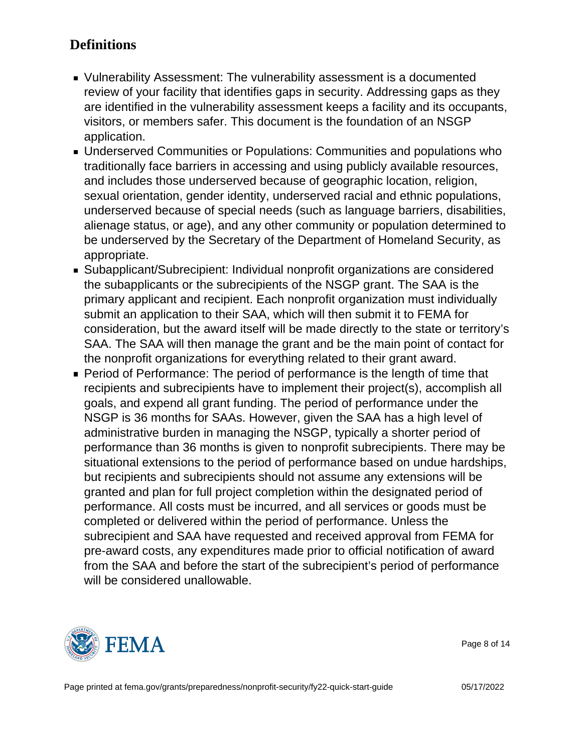## Definitions

- Vulnerability Assessment: The vulnerability assessment is a documented review of your facility that identifies gaps in security. Addressing gaps as they are identified in the vulnerability assessment keeps a facility and its occupants, visitors, or members safer. This document is the foundation of an NSGP application.
- Underserved Communities or Populations: Communities and populations who traditionally face barriers in accessing and using publicly available resources, and includes those underserved because of geographic location, religion, sexual orientation, gender identity, underserved racial and ethnic populations, underserved because of special needs (such as language barriers, disabilities, alienage status, or age), and any other community or population determined to be underserved by the Secretary of the Department of Homeland Security, as appropriate.
- Subapplicant/Subrecipient: Individual nonprofit organizations are considered the subapplicants or the subrecipients of the NSGP grant. The SAA is the primary applicant and recipient. Each nonprofit organization must individually submit an application to their SAA, which will then submit it to FEMA for consideration, but the award itself will be made directly to the state or territory's SAA. The SAA will then manage the grant and be the main point of contact for the nonprofit organizations for everything related to their grant award.
- Period of Performance: The period of performance is the length of time that recipients and subrecipients have to implement their project(s), accomplish all goals, and expend all grant funding. The period of performance under the NSGP is 36 months for SAAs. However, given the SAA has a high level of administrative burden in managing the NSGP, typically a shorter period of performance than 36 months is given to nonprofit subrecipients. There may be situational extensions to the period of performance based on undue hardships, but recipients and subrecipients should not assume any extensions will be granted and plan for full project completion within the designated period of performance. All costs must be incurred, and all services or goods must be completed or delivered within the period of performance. Unless the subrecipient and SAA have requested and received approval from FEMA for pre-award costs, any expenditures made prior to official notification of award from the SAA and before the start of the subrecipient's period of performance will be considered unallowable.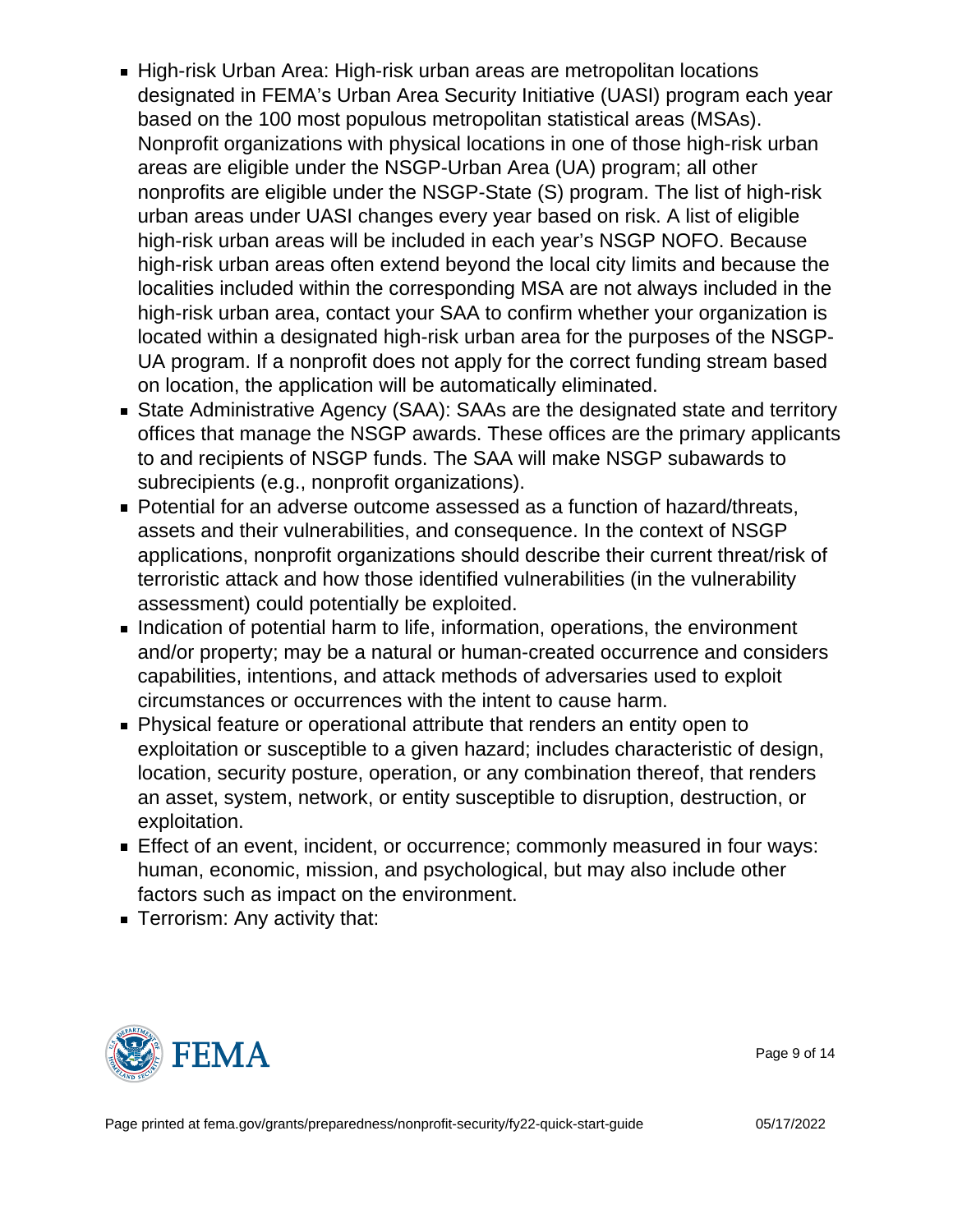- High-risk Urban Area: High-risk urban areas are metropolitan locations designated in FEMA's Urban Area Security Initiative (UASI) program each year based on the 100 most populous metropolitan statistical areas (MSAs). Nonprofit organizations with physical locations in one of those high-risk urban areas are eligible under the NSGP-Urban Area (UA) program; all other nonprofits are eligible under the NSGP-State (S) program. The list of high-risk urban areas under UASI changes every year based on risk. A list of eligible high-risk urban areas will be included in each year's NSGP NOFO. Because high-risk urban areas often extend beyond the local city limits and because the localities included within the corresponding MSA are not always included in the high-risk urban area, contact your SAA to confirm whether your organization is located within a designated high-risk urban area for the purposes of the NSGP-UA program. If a nonprofit does not apply for the correct funding stream based on location, the application will be automatically eliminated.
- State Administrative Agency (SAA): SAAs are the designated state and territory offices that manage the NSGP awards. These offices are the primary applicants to and recipients of NSGP funds. The SAA will make NSGP subawards to subrecipients (e.g., nonprofit organizations).
- Potential for an adverse outcome assessed as a function of hazard/threats, assets and their vulnerabilities, and consequence. In the context of NSGP applications, nonprofit organizations should describe their current threat/risk of terroristic attack and how those identified vulnerabilities (in the vulnerability assessment) could potentially be exploited.
- Indication of potential harm to life, information, operations, the environment and/or property; may be a natural or human-created occurrence and considers capabilities, intentions, and attack methods of adversaries used to exploit circumstances or occurrences with the intent to cause harm.
- Physical feature or operational attribute that renders an entity open to exploitation or susceptible to a given hazard; includes characteristic of design, location, security posture, operation, or any combination thereof, that renders an asset, system, network, or entity susceptible to disruption, destruction, or exploitation.
- Effect of an event, incident, or occurrence; commonly measured in four ways: human, economic, mission, and psychological, but may also include other factors such as impact on the environment.
- Terrorism: Any activity that: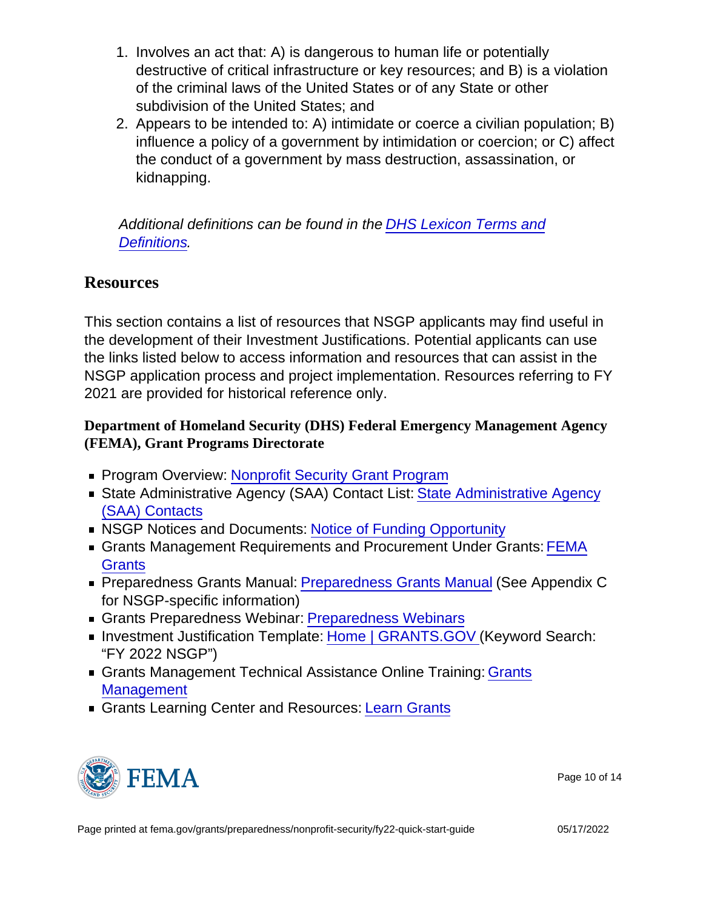1. Involves an act that: A) is dangerous to human life or potentially destructive of critical infrastructure or key resources; and B) is a violation of the criminal laws of the United States or of any State or other subdivision of the United States; and
2. Appears to be intended to: A) intimidate or coerce a civilian population; B) influence a policy of a government by intimidation or coercion; or C) affect the conduct of a government by mass destruction, assassination, or kidnapping.

*Additional definitions can be found in the DHS Lexicon Terms and Definitions.*

## Resources

This section contains a list of resources that NSGP applicants may find useful in the development of their Investment Justifications. Potential applicants can use the links listed below to access information and resources that can assist in the NSGP application process and project implementation. Resources referring to FY 2021 are provided for historical reference only.

### Department of Homeland Security (DHS) Federal Emergency Management Agency (FEMA), Grant Programs Directorate

- Program Overview: Nonprofit Security Grant Program
- State Administrative Agency (SAA) Contact List: State Administrative Agency (SAA) Contacts
- NSGP Notices and Documents: Notice of Funding Opportunity
- Grants Management Requirements and Procurement Under Grants: FEMA Grants
- Preparedness Grants Manual: Preparedness Grants Manual (See Appendix C for NSGP-specific information)
- Grants Preparedness Webinar: Preparedness Webinars
- Investment Justification Template: Home | GRANTS.GOV (Keyword Search: "FY 2022 NSGP")
- Grants Management Technical Assistance Online Training: Grants Management
- Grants Learning Center and Resources: Learn Grants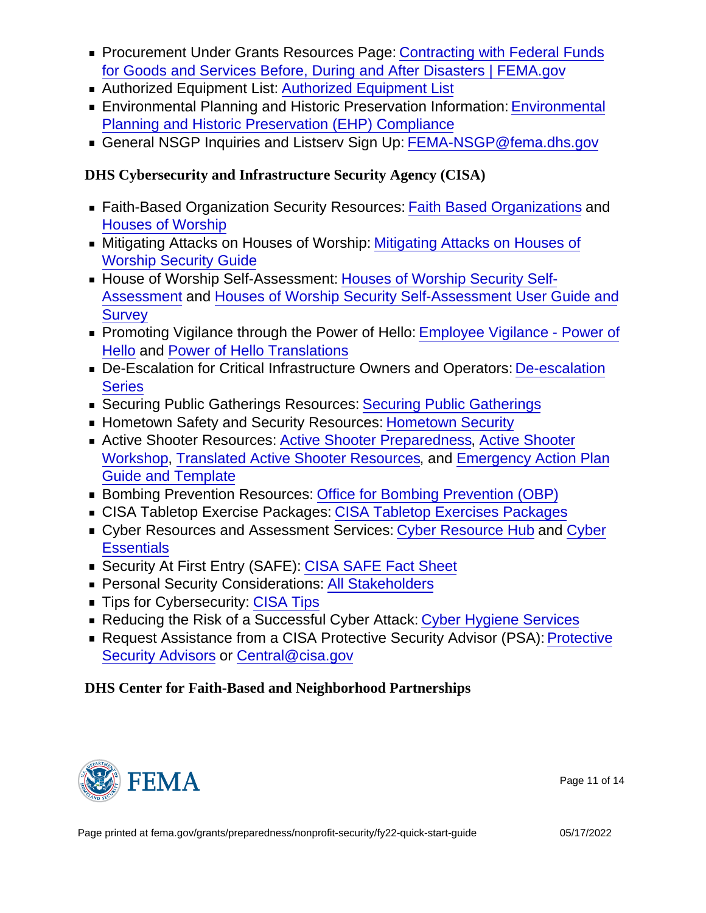- Procurement Under Grants Resources Page: Contracting with Federal Funds for Goods and Services Before, During and After Disasters | FEMA.gov
- Authorized Equipment List: Authorized Equipment List
- Environmental Planning and Historic Preservation Information: Environmental Planning and Historic Preservation (EHP) Compliance
- General NSGP Inquiries and Listserv Sign Up: FEMA-NSGP@fema.dhs.gov

### DHS Cybersecurity and Infrastructure Security Agency (CISA)

- Faith-Based Organization Security Resources: Faith Based Organizations and Houses of Worship
- Mitigating Attacks on Houses of Worship: Mitigating Attacks on Houses of Worship Security Guide
- House of Worship Self-Assessment: Houses of Worship Security Self-Assessment and Houses of Worship Security Self-Assessment User Guide and Survey
- Promoting Vigilance through the Power of Hello: Employee Vigilance - Power of Hello and Power of Hello Translations
- De-Escalation for Critical Infrastructure Owners and Operators: De-escalation Series
- Securing Public Gatherings Resources: Securing Public Gatherings
- Hometown Safety and Security Resources: Hometown Security
- Active Shooter Resources: Active Shooter Preparedness, Active Shooter Workshop, Translated Active Shooter Resources, and Emergency Action Plan Guide and Template
- Bombing Prevention Resources: Office for Bombing Prevention (OBP)
- CISA Tabletop Exercise Packages: CISA Tabletop Exercises Packages
- Cyber Resources and Assessment Services: Cyber Resource Hub and Cyber Essentials
- Security At First Entry (SAFE): CISA SAFE Fact Sheet
- Personal Security Considerations: All Stakeholders
- Tips for Cybersecurity: CISA Tips
- Reducing the Risk of a Successful Cyber Attack: Cyber Hygiene Services
- Request Assistance from a CISA Protective Security Advisor (PSA): Protective Security Advisors or Central@cisa.gov

### DHS Center for Faith-Based and Neighborhood Partnerships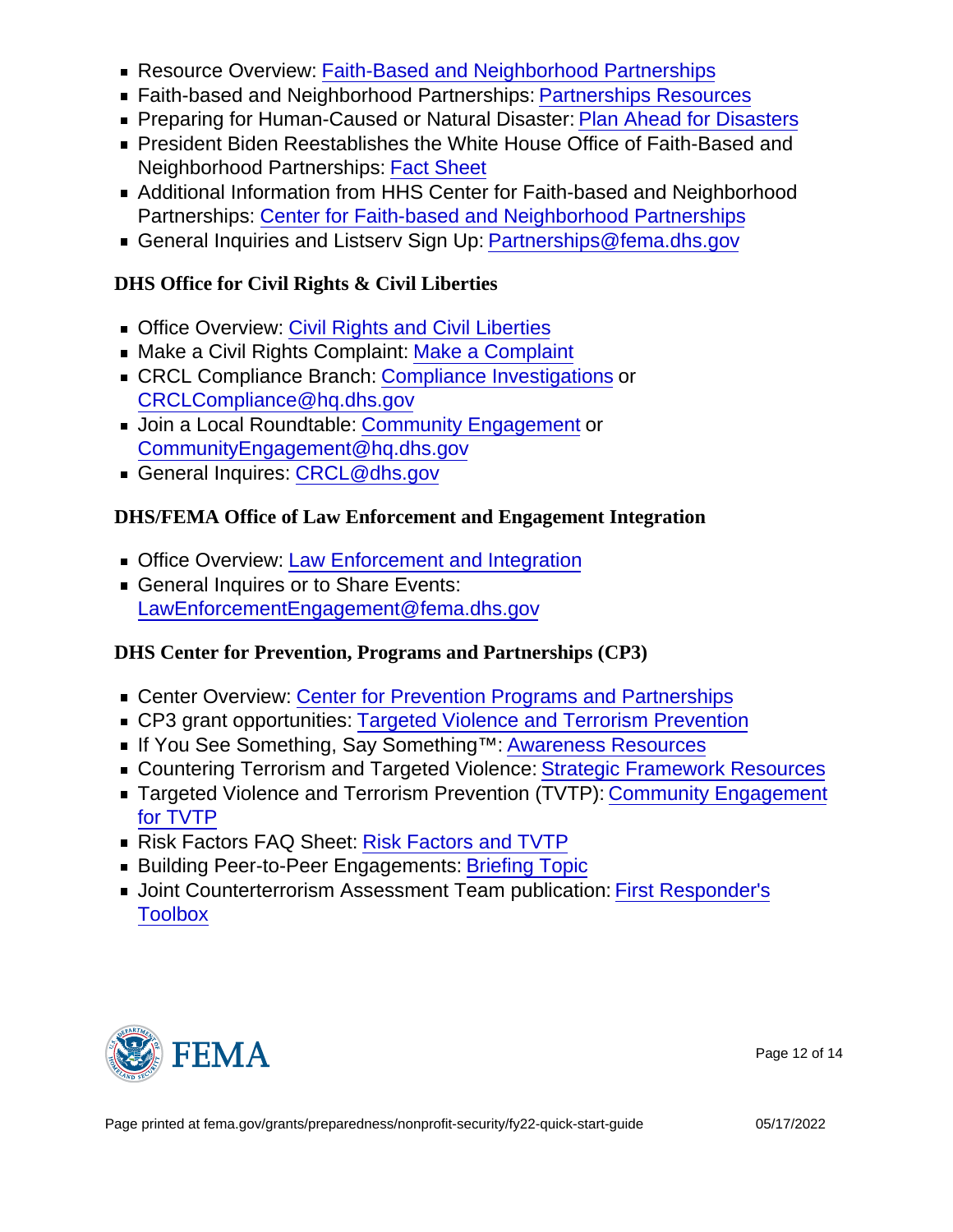- Resource Overview: Faith-Based and Neighborhood Partnerships
- Faith-based and Neighborhood Partnerships: Partnerships Resources
- Preparing for Human-Caused or Natural Disaster: Plan Ahead for Disasters
- President Biden Reestablishes the White House Office of Faith-Based and Neighborhood Partnerships: Fact Sheet
- Additional Information from HHS Center for Faith-based and Neighborhood Partnerships: Center for Faith-based and Neighborhood Partnerships
- General Inquiries and Listserv Sign Up: Partnerships@fema.dhs.gov

### DHS Office for Civil Rights & Civil Liberties

- Office Overview: Civil Rights and Civil Liberties
- Make a Civil Rights Complaint: Make a Complaint
- CRCL Compliance Branch: Compliance Investigations or CRCLCompliance@hq.dhs.gov
- Join a Local Roundtable: Community Engagement or CommunityEngagement@hq.dhs.gov
- General Inquires: CRCL@dhs.gov

### DHS/FEMA Office of Law Enforcement and Engagement Integration

- Office Overview: Law Enforcement and Integration
- General Inquires or to Share Events: LawEnforcementEngagement@fema.dhs.gov

### DHS Center for Prevention, Programs and Partnerships (CP3)

- Center Overview: Center for Prevention Programs and Partnerships
- CP3 grant opportunities: Targeted Violence and Terrorism Prevention
- If You See Something, Say Something™: Awareness Resources
- Countering Terrorism and Targeted Violence: Strategic Framework Resources
- Targeted Violence and Terrorism Prevention (TVTP): Community Engagement for TVTP
- Risk Factors FAQ Sheet: Risk Factors and TVTP
- Building Peer-to-Peer Engagements: Briefing Topic
- Joint Counterterrorism Assessment Team publication: First Responder's Toolbox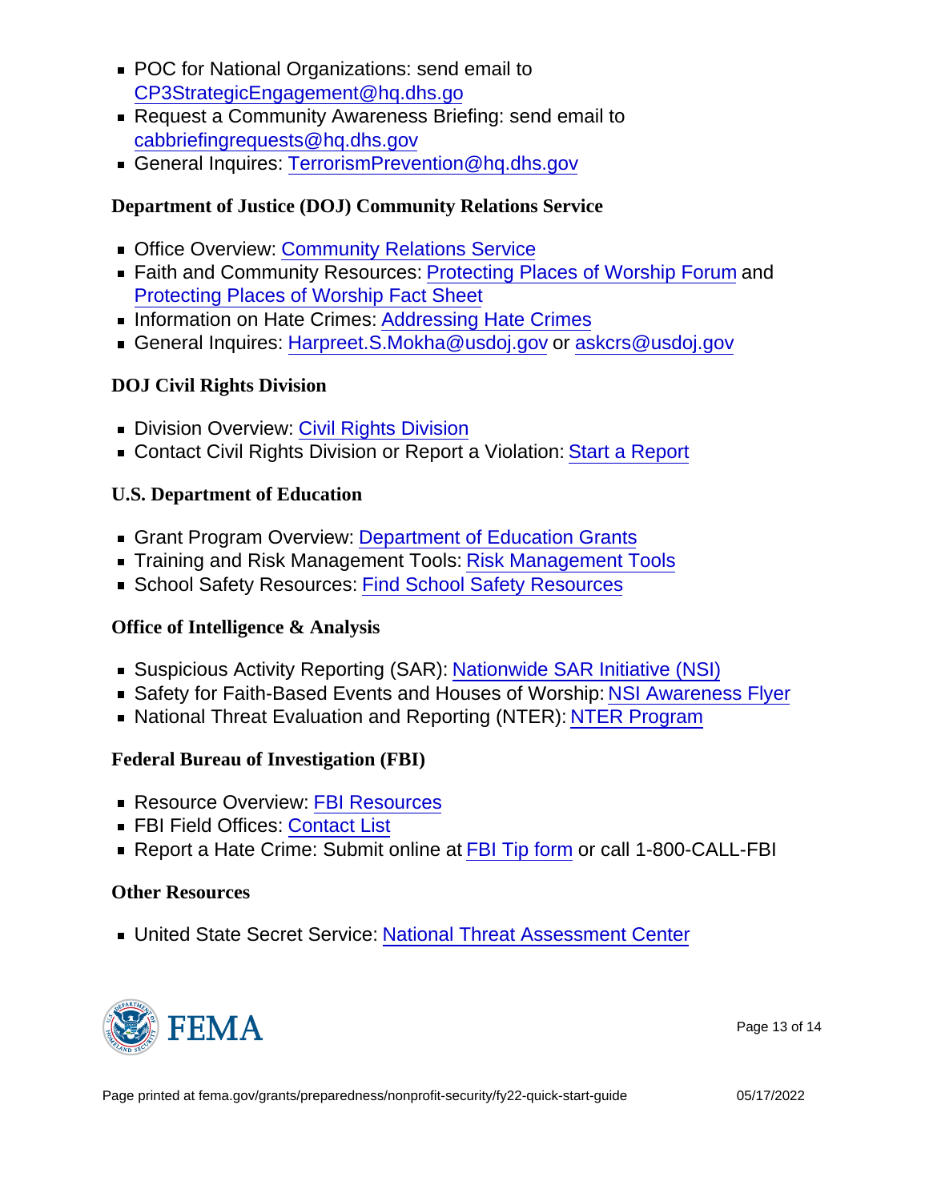- POC for National Organizations: send email to CP3StrategicEngagement@hq.dhs.go
- Request a Community Awareness Briefing: send email to cabbriefingrequests@hq.dhs.gov
- General Inquires: TerrorismPrevention@hq.dhs.gov

### Department of Justice (DOJ) Community Relations Service

- Office Overview: Community Relations Service
- Faith and Community Resources: Protecting Places of Worship Forum and Protecting Places of Worship Fact Sheet
- Information on Hate Crimes: Addressing Hate Crimes
- General Inquires: Harpreet.S.Mokha@usdoj.gov or askcrs@usdoj.gov

### DOJ Civil Rights Division

- Division Overview: Civil Rights Division
- Contact Civil Rights Division or Report a Violation: Start a Report

### U.S. Department of Education

- Grant Program Overview: Department of Education Grants
- Training and Risk Management Tools: Risk Management Tools
- School Safety Resources: Find School Safety Resources

### Office of Intelligence & Analysis

- Suspicious Activity Reporting (SAR): Nationwide SAR Initiative (NSI)
- Safety for Faith-Based Events and Houses of Worship: NSI Awareness Flyer
- National Threat Evaluation and Reporting (NTER): NTER Program

### Federal Bureau of Investigation (FBI)

- Resource Overview: FBI Resources
- FBI Field Offices: Contact List
- Report a Hate Crime: Submit online at FBI Tip form or call 1-800-CALL-FBI

### Other Resources

- United State Secret Service: National Threat Assessment Center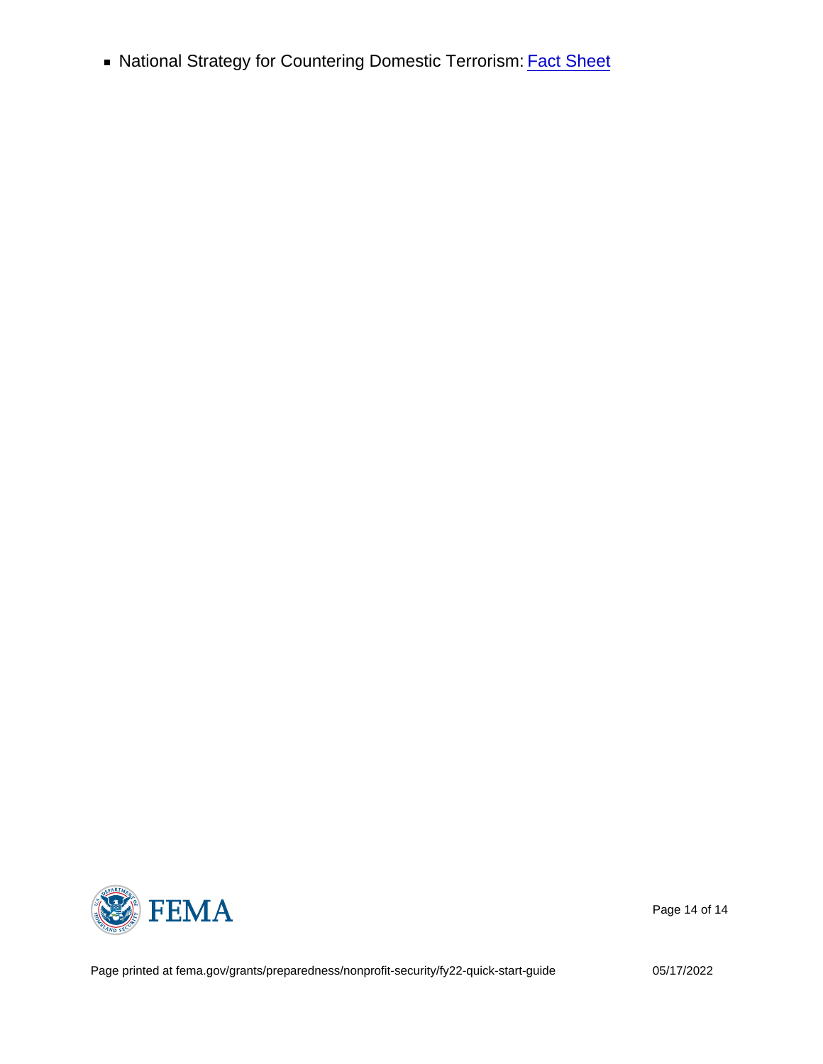- National Strategy for Countering Domestic Terrorism: Fact Sheet